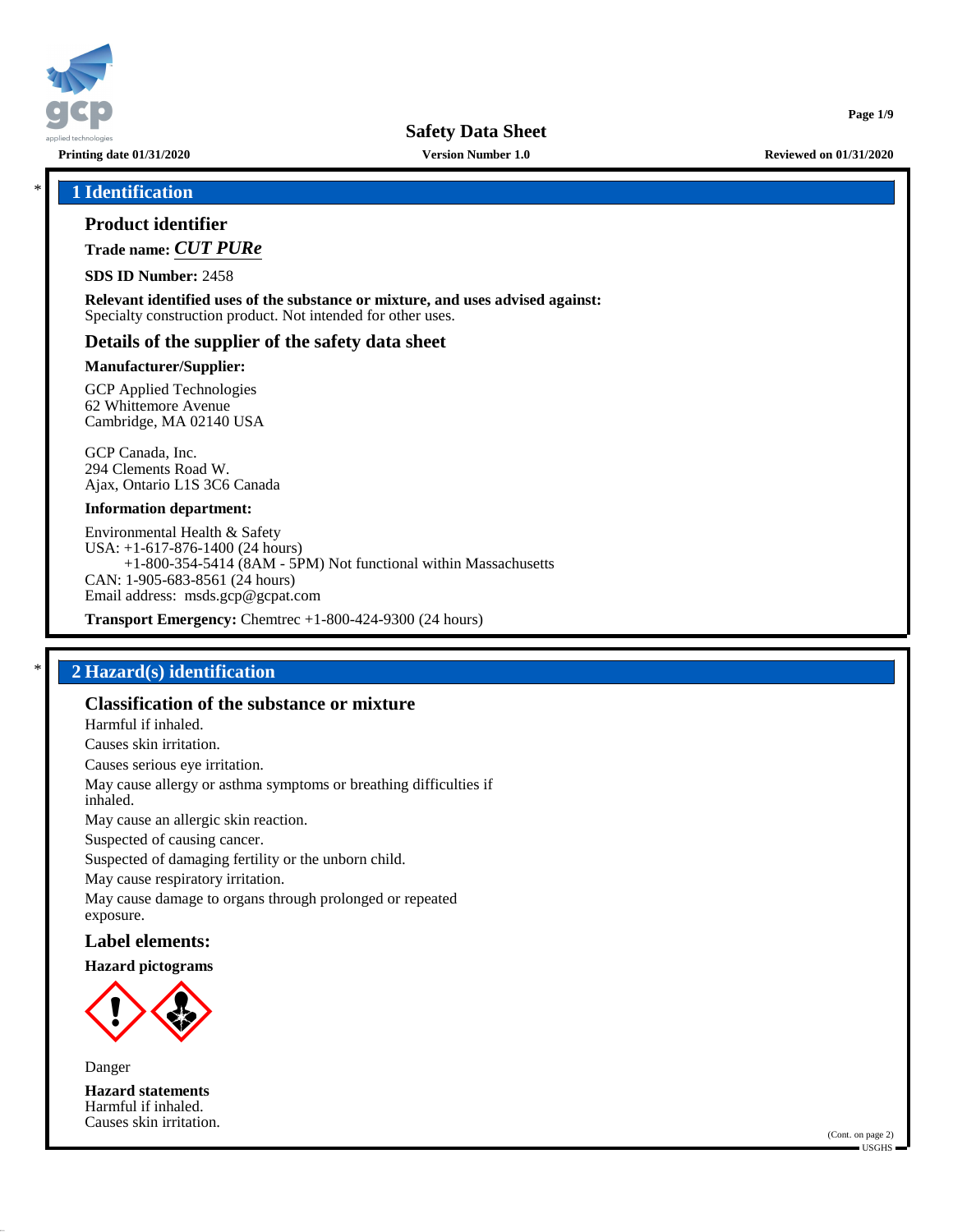**Safety Data Sheet**

**Printing date 01/31/2020** **Version Number 1.0** **Reviewed on 01/31/2020**

## * 1 Identification

### Product identifier

**Trade name:** ***CUT PURe***

**SDS ID Number:** 2458

**Relevant identified uses of the substance or mixture, and uses advised against:**
Specialty construction product. Not intended for other uses.

### Details of the supplier of the safety data sheet

**Manufacturer/Supplier:**

GCP Applied Technologies
62 Whittemore Avenue
Cambridge, MA 02140 USA

GCP Canada, Inc.
294 Clements Road W.
Ajax, Ontario L1S 3C6 Canada

**Information department:**

Environmental Health & Safety
USA: +1-617-876-1400 (24 hours)
+1-800-354-5414 (8AM - 5PM) Not functional within Massachusetts
CAN: 1-905-683-8561 (24 hours)
Email address: msds.gcp@gcpat.com

**Transport Emergency:** Chemtrec +1-800-424-9300 (24 hours)

## * 2 Hazard(s) identification

### Classification of the substance or mixture

Harmful if inhaled.
Causes skin irritation.
Causes serious eye irritation.
May cause allergy or asthma symptoms or breathing difficulties if inhaled.
May cause an allergic skin reaction.
Suspected of causing cancer.
Suspected of damaging fertility or the unborn child.
May cause respiratory irritation.
May cause damage to organs through prolonged or repeated exposure.

### Label elements:

**Hazard pictograms**

Danger

**Hazard statements**
Harmful if inhaled.
Causes skin irritation.

(Cont. on page 2)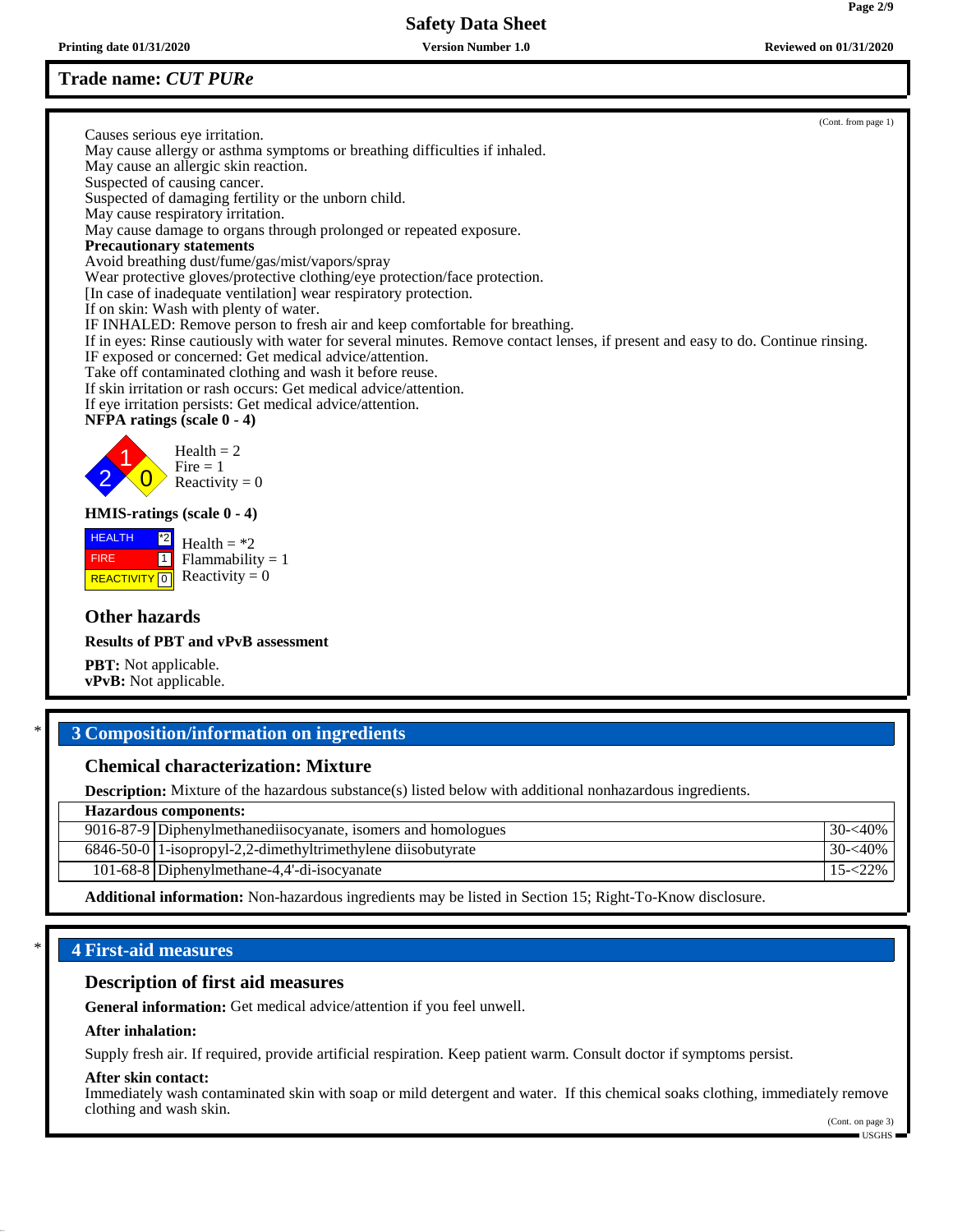**Trade name: *CUT PURe***

(Cont. from page 1)

Causes serious eye irritation.
May cause allergy or asthma symptoms or breathing difficulties if inhaled.
May cause an allergic skin reaction.
Suspected of causing cancer.
Suspected of damaging fertility or the unborn child.
May cause respiratory irritation.
May cause damage to organs through prolonged or repeated exposure.

**Precautionary statements**

Avoid breathing dust/fume/gas/mist/vapors/spray
Wear protective gloves/protective clothing/eye protection/face protection.
[In case of inadequate ventilation] wear respiratory protection.
If on skin: Wash with plenty of water.
IF INHALED: Remove person to fresh air and keep comfortable for breathing.
If in eyes: Rinse cautiously with water for several minutes. Remove contact lenses, if present and easy to do. Continue rinsing.
IF exposed or concerned: Get medical advice/attention.
Take off contaminated clothing and wash it before reuse.
If skin irritation or rash occurs: Get medical advice/attention.
If eye irritation persists: Get medical advice/attention.

**NFPA ratings (scale 0 - 4)**

Health = 2
Fire = 1
Reactivity = 0

**HMIS-ratings (scale 0 - 4)**

HEALTH *2
FIRE 1
REACTIVITY 0

Health = *2
Flammability = 1
Reactivity = 0

### Other hazards

**Results of PBT and vPvB assessment**

**PBT:** Not applicable.
**vPvB:** Not applicable.

## 3 Composition/information on ingredients

### Chemical characterization: Mixture

**Description:** Mixture of the hazardous substance(s) listed below with additional nonhazardous ingredients.

**Hazardous components:**

| | | |
|---|---|---|
| 9016-87-9 | Diphenylmethanediisocyanate, isomers and homologues | 30-<40% |
| 6846-50-0 | 1-isopropyl-2,2-dimethyltrimethylene diisobutyrate | 30-<40% |
| 101-68-8 | Diphenylmethane-4,4'-di-isocyanate | 15-<22% |

**Additional information:** Non-hazardous ingredients may be listed in Section 15; Right-To-Know disclosure.

## 4 First-aid measures

### Description of first aid measures

**General information:** Get medical advice/attention if you feel unwell.

**After inhalation:**

Supply fresh air. If required, provide artificial respiration. Keep patient warm. Consult doctor if symptoms persist.

**After skin contact:**

Immediately wash contaminated skin with soap or mild detergent and water. If this chemical soaks clothing, immediately remove clothing and wash skin.

(Cont. on page 3)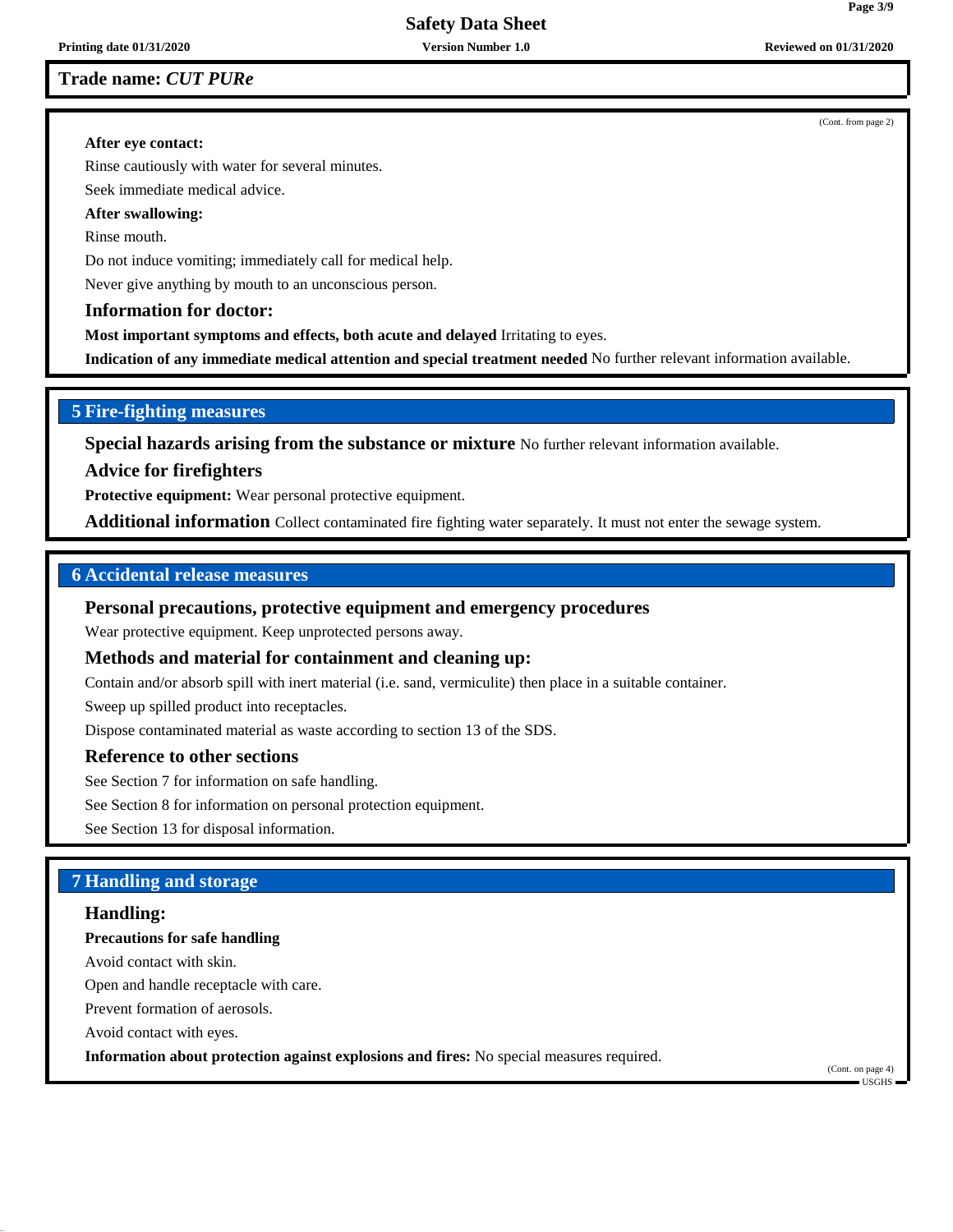**Trade name: *CUT PURe***

(Cont. from page 2)

**After eye contact:**

Rinse cautiously with water for several minutes.

Seek immediate medical advice.

**After swallowing:**

Rinse mouth.

Do not induce vomiting; immediately call for medical help.

Never give anything by mouth to an unconscious person.

### Information for doctor:

**Most important symptoms and effects, both acute and delayed** Irritating to eyes.

**Indication of any immediate medical attention and special treatment needed** No further relevant information available.

## 5 Fire-fighting measures

**Special hazards arising from the substance or mixture** No further relevant information available.

### Advice for firefighters

**Protective equipment:** Wear personal protective equipment.

**Additional information** Collect contaminated fire fighting water separately. It must not enter the sewage system.

## 6 Accidental release measures

### Personal precautions, protective equipment and emergency procedures

Wear protective equipment. Keep unprotected persons away.

### Methods and material for containment and cleaning up:

Contain and/or absorb spill with inert material (i.e. sand, vermiculite) then place in a suitable container.

Sweep up spilled product into receptacles.

Dispose contaminated material as waste according to section 13 of the SDS.

### Reference to other sections

See Section 7 for information on safe handling.

See Section 8 for information on personal protection equipment.

See Section 13 for disposal information.

## 7 Handling and storage

### Handling:

**Precautions for safe handling**

Avoid contact with skin.

Open and handle receptacle with care.

Prevent formation of aerosols.

Avoid contact with eyes.

**Information about protection against explosions and fires:** No special measures required.

(Cont. on page 4)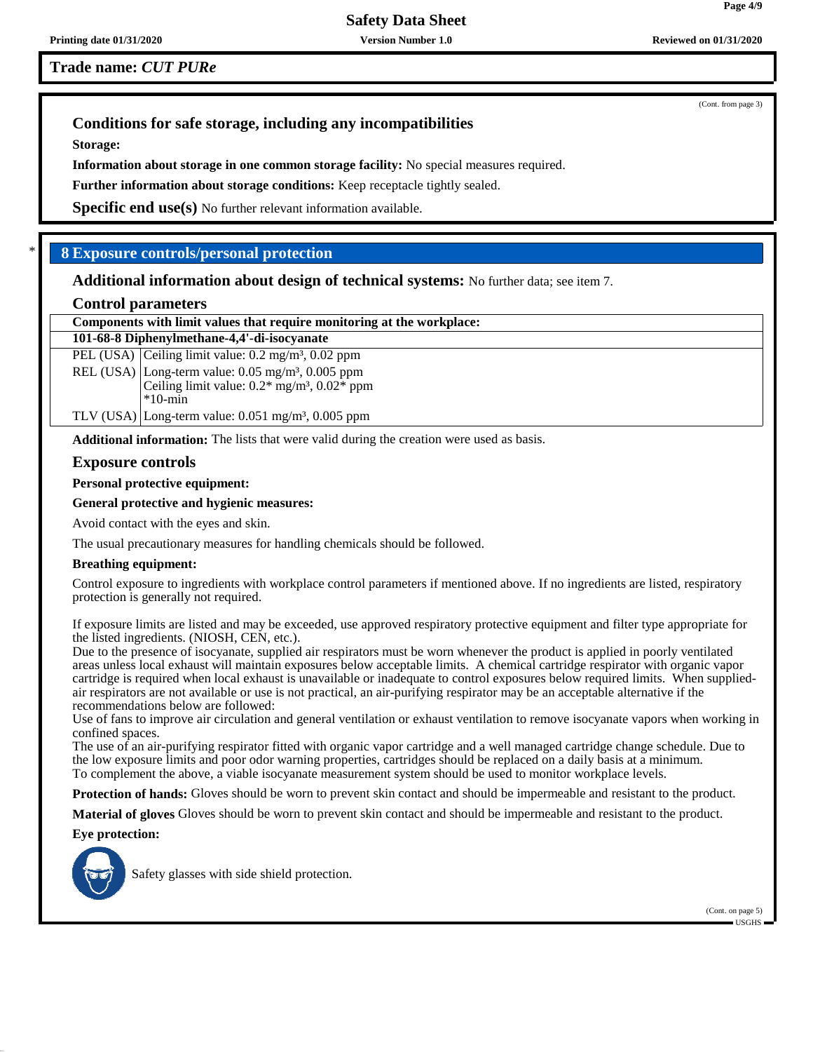**Trade name: *CUT PURe***

(Cont. from page 3)

### Conditions for safe storage, including any incompatibilities

**Storage:**

**Information about storage in one common storage facility:** No special measures required.

**Further information about storage conditions:** Keep receptacle tightly sealed.

**Specific end use(s)** No further relevant information available.

\* 

## 8 Exposure controls/personal protection

**Additional information about design of technical systems:** No further data; see item 7.

### Control parameters

| Components with limit values that require monitoring at the workplace: | |
|---|---|
| **101-68-8 Diphenylmethane-4,4'-di-isocyanate** | |
| PEL (USA) | Ceiling limit value: 0.2 mg/m³, 0.02 ppm |
| REL (USA) | Long-term value: 0.05 mg/m³, 0.005 ppm<br>Ceiling limit value: 0.2* mg/m³, 0.02* ppm<br>*10-min |
| TLV (USA) | Long-term value: 0.051 mg/m³, 0.005 ppm |

**Additional information:** The lists that were valid during the creation were used as basis.

### Exposure controls

**Personal protective equipment:**

**General protective and hygienic measures:**

Avoid contact with the eyes and skin.

The usual precautionary measures for handling chemicals should be followed.

**Breathing equipment:**

Control exposure to ingredients with workplace control parameters if mentioned above. If no ingredients are listed, respiratory protection is generally not required.

If exposure limits are listed and may be exceeded, use approved respiratory protective equipment and filter type appropriate for the listed ingredients. (NIOSH, CEN, etc.).
Due to the presence of isocyanate, supplied air respirators must be worn whenever the product is applied in poorly ventilated areas unless local exhaust will maintain exposures below acceptable limits. A chemical cartridge respirator with organic vapor cartridge is required when local exhaust is unavailable or inadequate to control exposures below required limits. When supplied-air respirators are not available or use is not practical, an air-purifying respirator may be an acceptable alternative if the recommendations below are followed:
Use of fans to improve air circulation and general ventilation or exhaust ventilation to remove isocyanate vapors when working in confined spaces.
The use of an air-purifying respirator fitted with organic vapor cartridge and a well managed cartridge change schedule. Due to the low exposure limits and poor odor warning properties, cartridges should be replaced on a daily basis at a minimum.
To complement the above, a viable isocyanate measurement system should be used to monitor workplace levels.

**Protection of hands:** Gloves should be worn to prevent skin contact and should be impermeable and resistant to the product.

**Material of gloves** Gloves should be worn to prevent skin contact and should be impermeable and resistant to the product.

**Eye protection:**

Safety glasses with side shield protection.

(Cont. on page 5)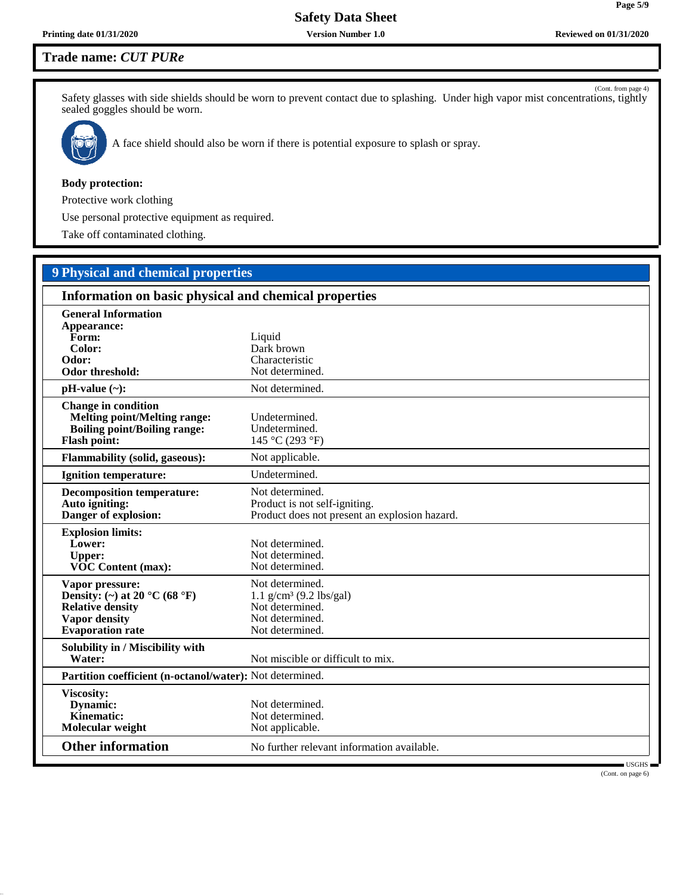**Trade name:** ***CUT PURe***

(Cont. from page 4)

Safety glasses with side shields should be worn to prevent contact due to splashing. Under high vapor mist concentrations, tightly sealed goggles should be worn.

A face shield should also be worn if there is potential exposure to splash or spray.

**Body protection:**

Protective work clothing

Use personal protective equipment as required.

Take off contaminated clothing.

## 9 Physical and chemical properties

### Information on basic physical and chemical properties

| | |
|---|---|
| **General Information** | |
| **Appearance:** | |
| **Form:** | Liquid |
| **Color:** | Dark brown |
| **Odor:** | Characteristic |
| **Odor threshold:** | Not determined. |
| **pH-value (~):** | Not determined. |
| **Change in condition** | |
| **Melting point/Melting range:** | Undetermined. |
| **Boiling point/Boiling range:** | Undetermined. |
| **Flash point:** | 145 °C (293 °F) |
| **Flammability (solid, gaseous):** | Not applicable. |
| **Ignition temperature:** | Undetermined. |
| **Decomposition temperature:** | Not determined. |
| **Auto igniting:** | Product is not self-igniting. |
| **Danger of explosion:** | Product does not present an explosion hazard. |
| **Explosion limits:** | |
| **Lower:** | Not determined. |
| **Upper:** | Not determined. |
| **VOC Content (max):** | Not determined. |
| **Vapor pressure:** | Not determined. |
| **Density: (~) at 20 °C (68 °F)** | 1.1 g/cm³ (9.2 lbs/gal) |
| **Relative density** | Not determined. |
| **Vapor density** | Not determined. |
| **Evaporation rate** | Not determined. |
| **Solubility in / Miscibility with** | |
| **Water:** | Not miscible or difficult to mix. |
| **Partition coefficient (n-octanol/water):** | Not determined. |
| **Viscosity:** | |
| **Dynamic:** | Not determined. |
| **Kinematic:** | Not determined. |
| **Molecular weight** | Not applicable. |
| **Other information** | No further relevant information available. |

(Cont. on page 6)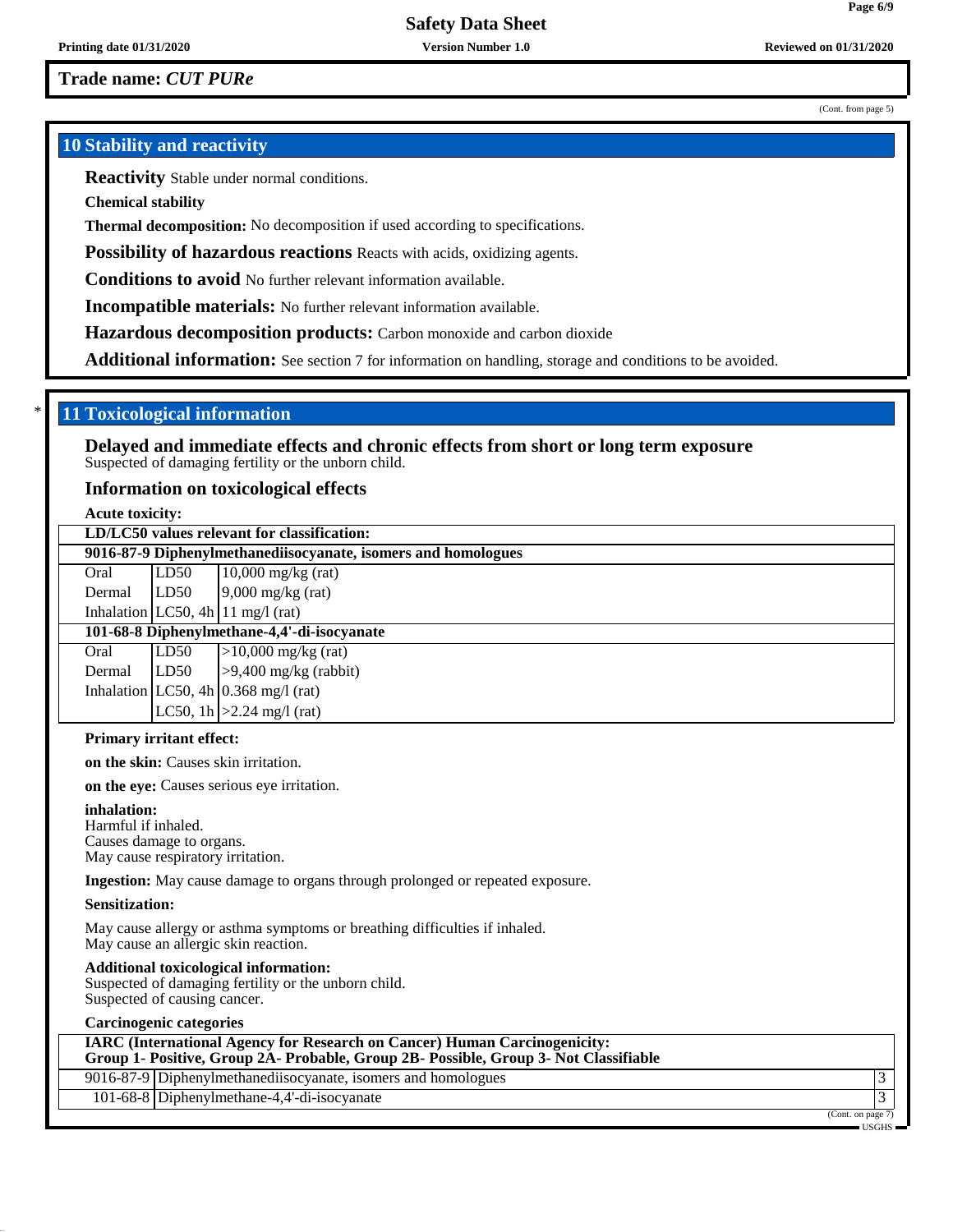**Trade name: *CUT PURe***

(Cont. from page 5)

## 10 Stability and reactivity

**Reactivity** Stable under normal conditions.

**Chemical stability**

**Thermal decomposition:** No decomposition if used according to specifications.

**Possibility of hazardous reactions** Reacts with acids, oxidizing agents.

**Conditions to avoid** No further relevant information available.

**Incompatible materials:** No further relevant information available.

**Hazardous decomposition products:** Carbon monoxide and carbon dioxide

**Additional information:** See section 7 for information on handling, storage and conditions to be avoided.

## * 11 Toxicological information

### Delayed and immediate effects and chronic effects from short or long term exposure

Suspected of damaging fertility or the unborn child.

### Information on toxicological effects

**Acute toxicity:**

| **LD/LC50 values relevant for classification:** | | |
|---|---|---|
| **9016-87-9 Diphenylmethanediisocyanate, isomers and homologues** | | |
| Oral | LD50 | 10,000 mg/kg (rat) |
| Dermal | LD50 | 9,000 mg/kg (rat) |
| Inhalation | LC50, 4h | 11 mg/l (rat) |
| **101-68-8 Diphenylmethane-4,4'-di-isocyanate** | | |
| Oral | LD50 | >10,000 mg/kg (rat) |
| Dermal | LD50 | >9,400 mg/kg (rabbit) |
| Inhalation | LC50, 4h | 0.368 mg/l (rat) |
| | LC50, 1h | >2.24 mg/l (rat) |

**Primary irritant effect:**

**on the skin:** Causes skin irritation.

**on the eye:** Causes serious eye irritation.

**inhalation:**
Harmful if inhaled.
Causes damage to organs.
May cause respiratory irritation.

**Ingestion:** May cause damage to organs through prolonged or repeated exposure.

**Sensitization:**

May cause allergy or asthma symptoms or breathing difficulties if inhaled.
May cause an allergic skin reaction.

**Additional toxicological information:**
Suspected of damaging fertility or the unborn child.
Suspected of causing cancer.

**Carcinogenic categories**

| **IARC (International Agency for Research on Cancer) Human Carcinogenicity: Group 1- Positive, Group 2A- Probable, Group 2B- Possible, Group 3- Not Classifiable** | | |
|---|---|---|
| 9016-87-9 | Diphenylmethanediisocyanate, isomers and homologues | 3 |
| 101-68-8 | Diphenylmethane-4,4'-di-isocyanate | 3 |

(Cont. on page 7)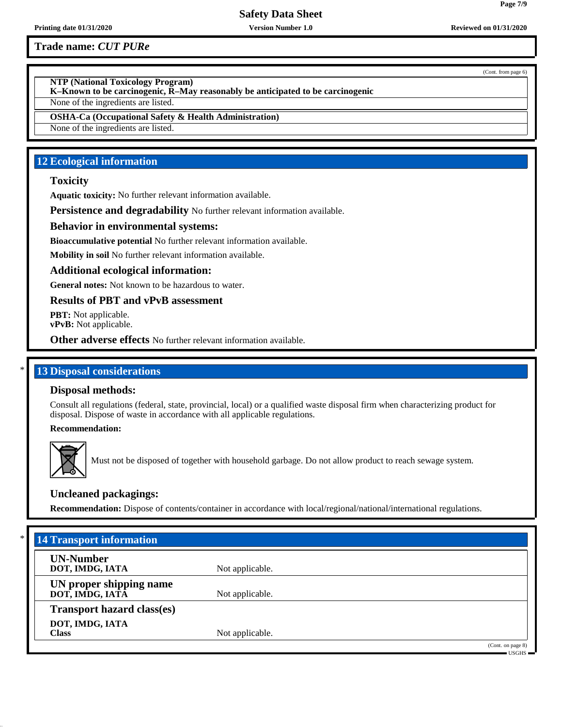**Trade name: *CUT PURe***

(Cont. from page 6)

**NTP (National Toxicology Program)**
**K–Known to be carcinogenic, R–May reasonably be anticipated to be carcinogenic**

None of the ingredients are listed.

**OSHA-Ca (Occupational Safety & Health Administration)**

None of the ingredients are listed.

## 12 Ecological information

### Toxicity

**Aquatic toxicity:** No further relevant information available.

**Persistence and degradability** No further relevant information available.

### Behavior in environmental systems:

**Bioaccumulative potential** No further relevant information available.

**Mobility in soil** No further relevant information available.

### Additional ecological information:

**General notes:** Not known to be hazardous to water.

### Results of PBT and vPvB assessment

**PBT:** Not applicable.
**vPvB:** Not applicable.

**Other adverse effects** No further relevant information available.

## * 13 Disposal considerations

### Disposal methods:

Consult all regulations (federal, state, provincial, local) or a qualified waste disposal firm when characterizing product for disposal. Dispose of waste in accordance with all applicable regulations.

**Recommendation:**

Must not be disposed of together with household garbage. Do not allow product to reach sewage system.

### Uncleaned packagings:

**Recommendation:** Dispose of contents/container in accordance with local/regional/national/international regulations.

## * 14 Transport information

| | |
|---|---|
| **UN-Number**<br>**DOT, IMDG, IATA** | Not applicable. |
| **UN proper shipping name**<br>**DOT, IMDG, IATA** | Not applicable. |
| **Transport hazard class(es)**<br>**DOT, IMDG, IATA**<br>**Class** | Not applicable. |

(Cont. on page 8)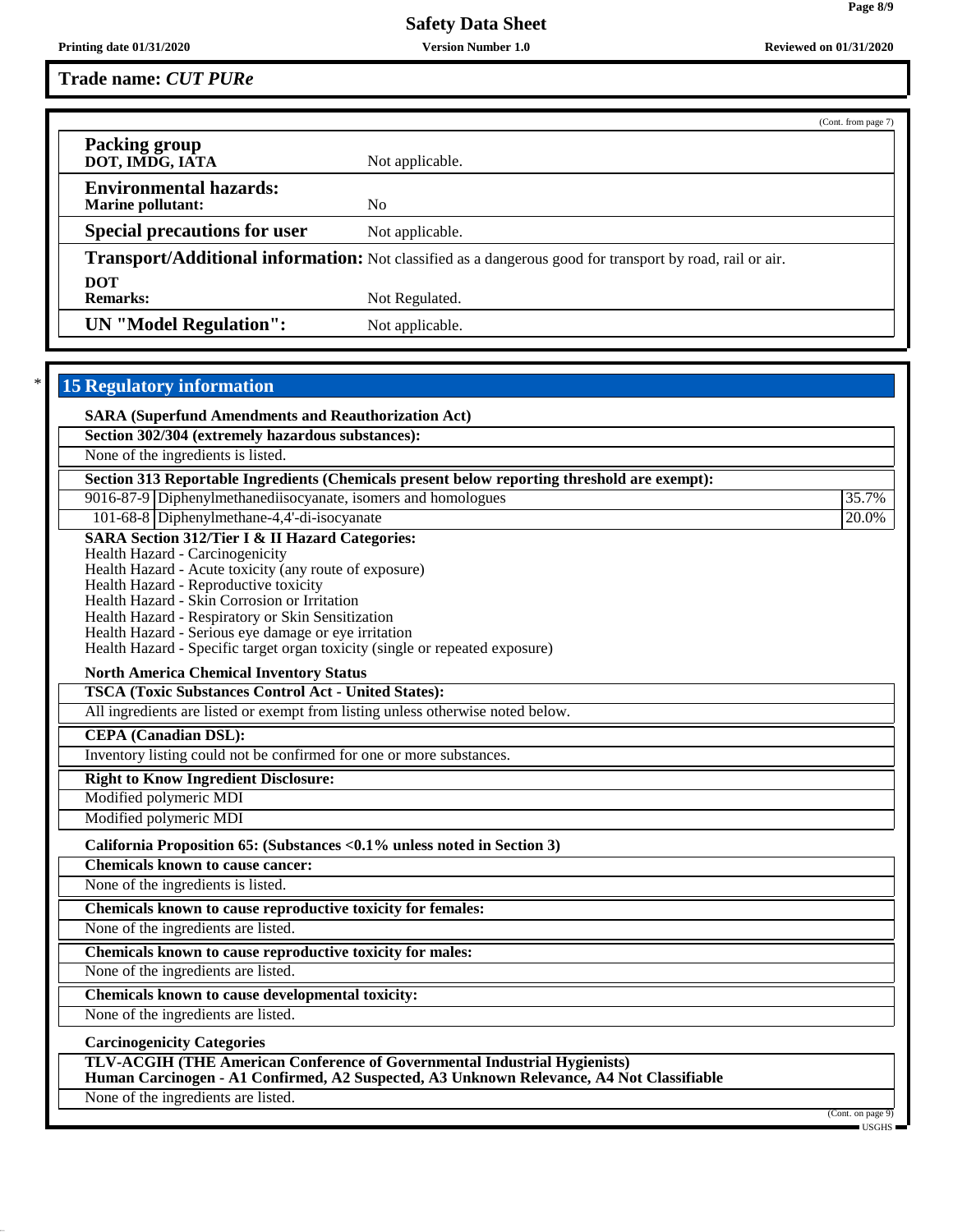Trade name: ***CUT PURe***

(Cont. from page 7)

| | |
|---|---|
| **Packing group** **DOT, IMDG, IATA** | Not applicable. |
| **Environmental hazards:** **Marine pollutant:** | No |
| **Special precautions for user** | Not applicable. |
| **Transport/Additional information:** | Not classified as a dangerous good for transport by road, rail or air. |
| **DOT** **Remarks:** | Not Regulated. |
| **UN "Model Regulation":** | Not applicable. |

\* 

## 15 Regulatory information

**SARA (Superfund Amendments and Reauthorization Act)**

**Section 302/304 (extremely hazardous substances):**

None of the ingredients is listed.

**Section 313 Reportable Ingredients (Chemicals present below reporting threshold are exempt):**

| | | |
|---|---|---|
| 9016-87-9 | Diphenylmethanediisocyanate, isomers and homologues | 35.7% |
| 101-68-8 | Diphenylmethane-4,4'-di-isocyanate | 20.0% |

**SARA Section 312/Tier I & II Hazard Categories:**

Health Hazard - Carcinogenicity
Health Hazard - Acute toxicity (any route of exposure)
Health Hazard - Reproductive toxicity
Health Hazard - Skin Corrosion or Irritation
Health Hazard - Respiratory or Skin Sensitization
Health Hazard - Serious eye damage or eye irritation
Health Hazard - Specific target organ toxicity (single or repeated exposure)

**North America Chemical Inventory Status**

**TSCA (Toxic Substances Control Act - United States):**

All ingredients are listed or exempt from listing unless otherwise noted below.

**CEPA (Canadian DSL):**

Inventory listing could not be confirmed for one or more substances.

**Right to Know Ingredient Disclosure:**

Modified polymeric MDI
Modified polymeric MDI

**California Proposition 65: (Substances <0.1% unless noted in Section 3)**

**Chemicals known to cause cancer:**

None of the ingredients is listed.

**Chemicals known to cause reproductive toxicity for females:**

None of the ingredients are listed.

**Chemicals known to cause reproductive toxicity for males:**

None of the ingredients are listed.

**Chemicals known to cause developmental toxicity:**

None of the ingredients are listed.

**Carcinogenicity Categories**

**TLV-ACGIH (THE American Conference of Governmental Industrial Hygienists)**
**Human Carcinogen - A1 Confirmed, A2 Suspected, A3 Unknown Relevance, A4 Not Classifiable**

None of the ingredients are listed.

(Cont. on page 9)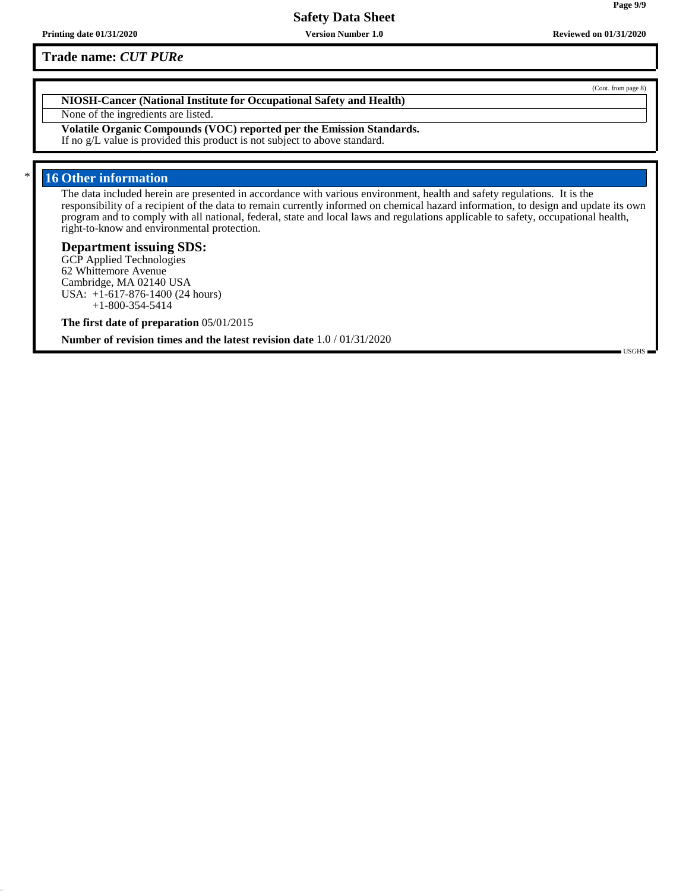**Trade name:** ***CUT PURe***

(Cont. from page 8)

**NIOSH-Cancer (National Institute for Occupational Safety and Health)**

None of the ingredients are listed.

**Volatile Organic Compounds (VOC) reported per the Emission Standards.**

If no g/L value is provided this product is not subject to above standard.

## 16 Other information

The data included herein are presented in accordance with various environment, health and safety regulations. It is the responsibility of a recipient of the data to remain currently informed on chemical hazard information, to design and update its own program and to comply with all national, federal, state and local laws and regulations applicable to safety, occupational health, right-to-know and environmental protection.

### Department issuing SDS:

GCP Applied Technologies
62 Whittemore Avenue
Cambridge, MA 02140 USA
USA: +1-617-876-1400 (24 hours)
+1-800-354-5414

**The first date of preparation** 05/01/2015

**Number of revision times and the latest revision date** 1.0 / 01/31/2020